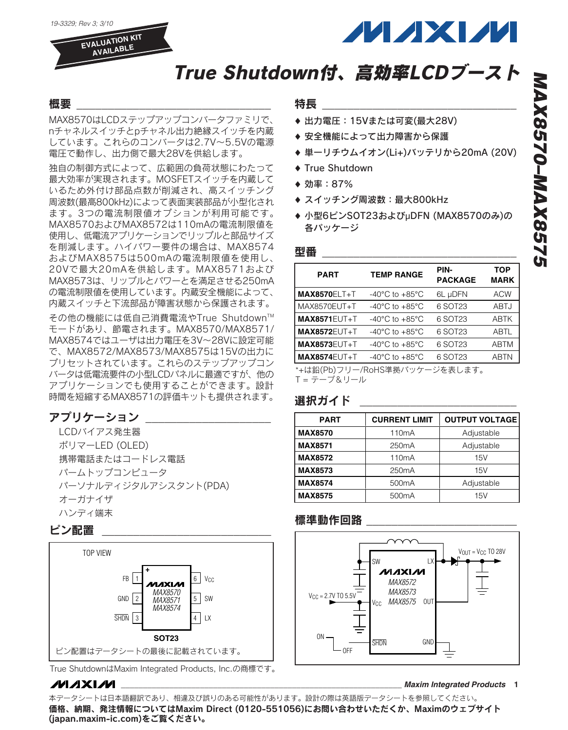EVALUATION KIT AVAILABLE

# True Shutdown付、高効率LCDブースト

MAX8570–MAX8575

## 概要

MAX8570はLCDステップアップコンバータファミリで、nチャネルスイッチとpチャネル出力絶縁スイッチを内蔵しています。これらのコンバータは2.7V～5.5Vの電源電圧で動作し、出力側で最大28Vを供給します。

独自の制御方式によって、広範囲の負荷状態にわたって最大効率が実現されます。MOSFETスイッチを内蔵しているため外付け部品点数が削減され、高スイッチング周波数(最高800kHz)によって表面実装部品が小型化されます。3つの電流制限値オプションが利用可能です。MAX8570およびMAX8572は110mAの電流制限値を使用し、低電流アプリケーションでリップルと部品サイズを削減します。ハイパワー要件の場合は、MAX8574およびMAX8575は500mAの電流制限値を使用し、20Vで最大20mAを供給します。MAX8571およびMAX8573は、リップルとパワーとを満足させる250mAの電流制限値を使用しています。内蔵安全機能によって、内蔵スイッチと下流部品が障害状態から保護されます。

その他の機能には低自己消費電流やTrue Shutdown™モードがあり、節電されます。MAX8570/MAX8571/MAX8574ではユーザは出力電圧を3V～28Vに設定可能で、MAX8572/MAX8573/MAX8575は15Vの出力にプリセットされています。これらのステップアップコンバータは低電流要件の小型LCDパネルに最適ですが、他のアプリケーションでも使用することができます。設計時間を短縮するMAX8571の評価キットも提供されます。

## アプリケーション

- LCDバイアス発生器
- ポリマーLED (OLED)
- 携帯電話またはコードレス電話
- パームトップコンピュータ
- パーソナルディジタルアシスタント(PDA)
- オーガナイザ
- ハンディ端末

## ピン配置

TOP VIEW

| Pin | Name | | Pin | Name |
|---|---|---|---|---|
| 1 | FB | | 6 | $V_{CC}$ |
| 2 | GND | | 5 | SW |
| 3 | $\overline{SHDN}$ | | 4 | LX |

MAXIM MAX8570 MAX8571 MAX8574 — SOT23

ピン配置はデータシートの最後に記載されています。

True ShutdownはMaxim Integrated Products, Inc.の商標です。

## 特長

- ♦ 出力電圧：15Vまたは可変(最大28V)
- ♦ 安全機能によって出力障害から保護
- ♦ 単一リチウムイオン(Li+)バッテリから20mA (20V)
- ♦ True Shutdown
- ♦ 効率：87%
- ♦ スイッチング周波数：最大800kHz
- ♦ 小型6ピンSOT23およびµDFN (MAX8570のみ)の各パッケージ

## 型番

| PART | TEMP RANGE | PIN-PACKAGE | TOP MARK |
|---|---|---|---|
| **MAX8570**ELT+T | -40°C to +85°C | 6L µDFN | ACW |
| MAX8570EUT+T | -40°C to +85°C | 6 SOT23 | ABTJ |
| **MAX8571**EUT+T | -40°C to +85°C | 6 SOT23 | ABTK |
| **MAX8572**EUT+T | -40°C to +85°C | 6 SOT23 | ABTL |
| **MAX8573**EUT+T | -40°C to +85°C | 6 SOT23 | ABTM |
| **MAX8574**EUT+T | -40°C to +85°C | 6 SOT23 | ABTN |

*+は鉛(Pb)フリー/RoHS準拠パッケージを表します。
T = テープ&リール

## 選択ガイド

| PART | CURRENT LIMIT | OUTPUT VOLTAGE |
|---|---|---|
| **MAX8570** | 110mA | Adjustable |
| **MAX8571** | 250mA | Adjustable |
| **MAX8572** | 110mA | 15V |
| **MAX8573** | 250mA | 15V |
| **MAX8574** | 500mA | Adjustable |
| **MAX8575** | 500mA | 15V |

## 標準動作回路

(回路図: MAXIM MAX8572/MAX8573/MAX8575 — SW, LX, $V_{CC}$, OUT, $\overline{SHDN}$, GND; $V_{CC}$ = 2.7V TO 5.5V; $V_{OUT}$ = $V_{CC}$ TO 28V; ON / OFF)

本データシートは日本語翻訳であり、相違及び誤りのある可能性があります。設計の際は英語版データシートを参照してください。

**価格、納期、発注情報についてはMaxim Direct (0120-551056)にお問い合わせいただくか、Maximのウェブサイト(japan.maxim-ic.com)をご覧ください。**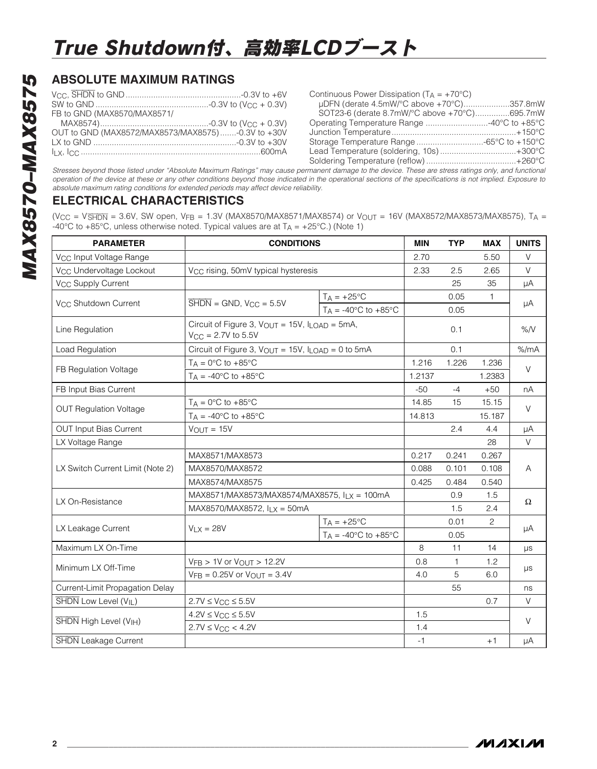## ABSOLUTE MAXIMUM RATINGS

$V_{CC}$, $\overline{SHDN}$ to GND ....................................................-0.3V to +6V
SW to GND ....................................................-0.3V to ($V_{CC}$ + 0.3V)
FB to GND (MAX8570/MAX8571/
MAX8574)....................................................-0.3V to ($V_{CC}$ + 0.3V)
OUT to GND (MAX8572/MAX8573/MAX8575).......-0.3V to +30V
LX to GND ....................................................-0.3V to +30V
$I_{LX}$, $I_{CC}$ ....................................................600mA

Continuous Power Dissipation ($T_A$ = +70°C)
μDFN (derate 4.5mW/°C above +70°C)....................357.8mW
SOT23-6 (derate 8.7mW/°C above +70°C)...............695.7mW
Operating Temperature Range ...........................-40°C to +85°C
Junction Temperature ....................................................+150°C
Storage Temperature Range .............................-65°C to +150°C
Lead Temperature (soldering, 10s) .................................+300°C
Soldering Temperature (reflow) .......................................+260°C

*Stresses beyond those listed under "Absolute Maximum Ratings" may cause permanent damage to the device. These are stress ratings only, and functional operation of the device at these or any other conditions beyond those indicated in the operational sections of the specifications is not implied. Exposure to absolute maximum rating conditions for extended periods may affect device reliability.*

## ELECTRICAL CHARACTERISTICS

($V_{CC}$ = $V_{\overline{SHDN}}$ = 3.6V, SW open, $V_{FB}$ = 1.3V (MAX8570/MAX8571/MAX8574) or $V_{OUT}$ = 16V (MAX8572/MAX8573/MAX8575), $T_A$ = -40°C to +85°C, unless otherwise noted. Typical values are at $T_A$ = +25°C.) (Note 1)

| PARAMETER | CONDITIONS | | MIN | TYP | MAX | UNITS |
|---|---|---|---|---|---|---|
| $V_{CC}$ Input Voltage Range | | | 2.70 | | 5.50 | V |
| $V_{CC}$ Undervoltage Lockout | $V_{CC}$ rising, 50mV typical hysteresis | | 2.33 | 2.5 | 2.65 | V |
| $V_{CC}$ Supply Current | | | | 25 | 35 | μA |
| $V_{CC}$ Shutdown Current | $\overline{SHDN}$ = GND, $V_{CC}$ = 5.5V | $T_A$ = +25°C | | 0.05 | 1 | μA |
| | | $T_A$ = -40°C to +85°C | | 0.05 | | |
| Line Regulation | Circuit of Figure 3, $V_{OUT}$ = 15V, $I_{LOAD}$ = 5mA, $V_{CC}$ = 2.7V to 5.5V | | | 0.1 | | %/V |
| Load Regulation | Circuit of Figure 3, $V_{OUT}$ = 15V, $I_{LOAD}$ = 0 to 5mA | | | 0.1 | | %/mA |
| FB Regulation Voltage | $T_A$ = 0°C to +85°C | | 1.216 | 1.226 | 1.236 | V |
| | $T_A$ = -40°C to +85°C | | 1.2137 | | 1.2383 | |
| FB Input Bias Current | | | -50 | -4 | +50 | nA |
| OUT Regulation Voltage | $T_A$ = 0°C to +85°C | | 14.85 | 15 | 15.15 | V |
| | $T_A$ = -40°C to +85°C | | 14.813 | | 15.187 | |
| OUT Input Bias Current | $V_{OUT}$ = 15V | | | 2.4 | 4.4 | μA |
| LX Voltage Range | | | | | 28 | V |
| LX Switch Current Limit (Note 2) | MAX8571/MAX8573 | | 0.217 | 0.241 | 0.267 | A |
| | MAX8570/MAX8572 | | 0.088 | 0.101 | 0.108 | |
| | MAX8574/MAX8575 | | 0.425 | 0.484 | 0.540 | |
| LX On-Resistance | MAX8571/MAX8573/MAX8574/MAX8575, $I_{LX}$ = 100mA | | | 0.9 | 1.5 | Ω |
| | MAX8570/MAX8572, $I_{LX}$ = 50mA | | | 1.5 | 2.4 | |
| LX Leakage Current | $V_{LX}$ = 28V | $T_A$ = +25°C | | 0.01 | 2 | μA |
| | | $T_A$ = -40°C to +85°C | | 0.05 | | |
| Maximum LX On-Time | | | 8 | 11 | 14 | μs |
| Minimum LX Off-Time | $V_{FB}$ > 1V or $V_{OUT}$ > 12.2V | | 0.8 | 1 | 1.2 | μs |
| | $V_{FB}$ = 0.25V or $V_{OUT}$ = 3.4V | | 4.0 | 5 | 6.0 | |
| Current-Limit Propagation Delay | | | | 55 | | ns |
| $\overline{SHDN}$ Low Level ($V_{IL}$) | 2.7V ≤ $V_{CC}$ ≤ 5.5V | | | | 0.7 | V |
| $\overline{SHDN}$ High Level ($V_{IH}$) | 4.2V ≤ $V_{CC}$ ≤ 5.5V | | 1.5 | | | V |
| | 2.7V ≤ $V_{CC}$ < 4.2V | | 1.4 | | | |
| $\overline{SHDN}$ Leakage Current | | | -1 | | +1 | μA |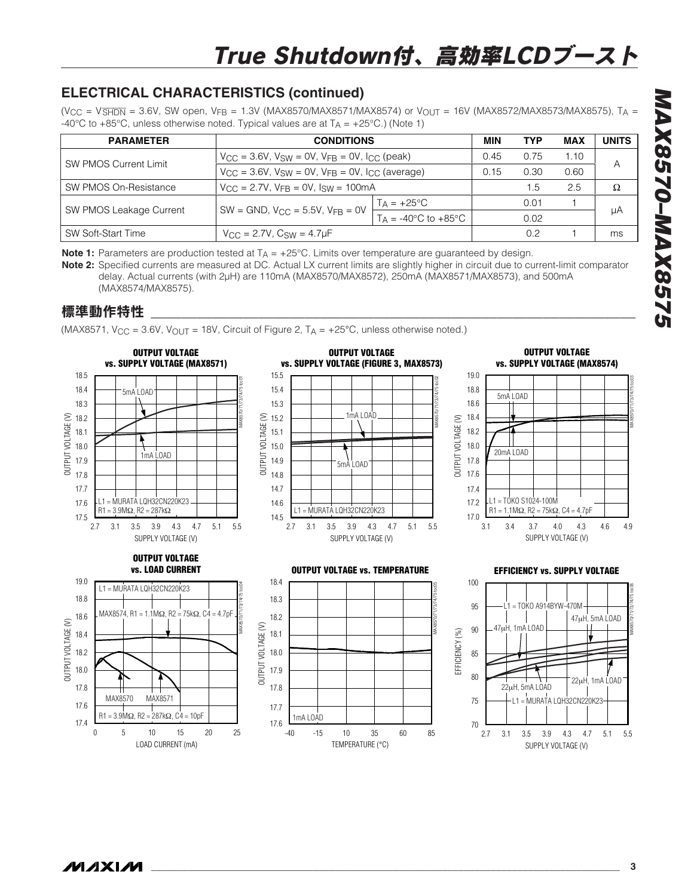## ELECTRICAL CHARACTERISTICS (continued)

($V_{CC}$ = $V_{\overline{SHDN}}$ = 3.6V, SW open, $V_{FB}$ = 1.3V (MAX8570/MAX8571/MAX8574) or $V_{OUT}$ = 16V (MAX8572/MAX8573/MAX8575), $T_A$ = -40°C to +85°C, unless otherwise noted. Typical values are at $T_A$ = +25°C.) (Note 1)

| PARAMETER | CONDITIONS | | MIN | TYP | MAX | UNITS |
|---|---|---|---|---|---|---|
| SW PMOS Current Limit | $V_{CC}$ = 3.6V, $V_{SW}$ = 0V, $V_{FB}$ = 0V, $I_{CC}$ (peak) | | 0.45 | 0.75 | 1.10 | A |
| | $V_{CC}$ = 3.6V, $V_{SW}$ = 0V, $V_{FB}$ = 0V, $I_{CC}$ (average) | | 0.15 | 0.30 | 0.60 | |
| SW PMOS On-Resistance | $V_{CC}$ = 2.7V, $V_{FB}$ = 0V, $I_{SW}$ = 100mA | | | 1.5 | 2.5 | Ω |
| SW PMOS Leakage Current | SW = GND, $V_{CC}$ = 5.5V, $V_{FB}$ = 0V | $T_A$ = +25°C | | 0.01 | 1 | µA |
| | | $T_A$ = -40°C to +85°C | | 0.02 | | |
| SW Soft-Start Time | $V_{CC}$ = 2.7V, $C_{SW}$ = 4.7µF | | | 0.2 | 1 | ms |

**Note 1:** Parameters are production tested at $T_A$ = +25°C. Limits over temperature are guaranteed by design.

**Note 2:** Specified currents are measured at DC. Actual LX current limits are slightly higher in circuit due to current-limit comparator delay. Actual currents (with 2µH) are 110mA (MAX8570/MAX8572), 250mA (MAX8571/MAX8573), and 500mA (MAX8574/MAX8575).

## 標準動作特性

(MAX8571, $V_{CC}$ = 3.6V, $V_{OUT}$ = 18V, Circuit of Figure 2, $T_A$ = +25°C, unless otherwise noted.)

**OUTPUT VOLTAGE vs. SUPPLY VOLTAGE (MAX8571)**

**OUTPUT VOLTAGE vs. SUPPLY VOLTAGE (FIGURE 3, MAX8573)**

**OUTPUT VOLTAGE vs. SUPPLY VOLTAGE (MAX8574)**

**OUTPUT VOLTAGE vs. LOAD CURRENT**

**OUTPUT VOLTAGE vs. TEMPERATURE**

**EFFICIENCY vs. SUPPLY VOLTAGE**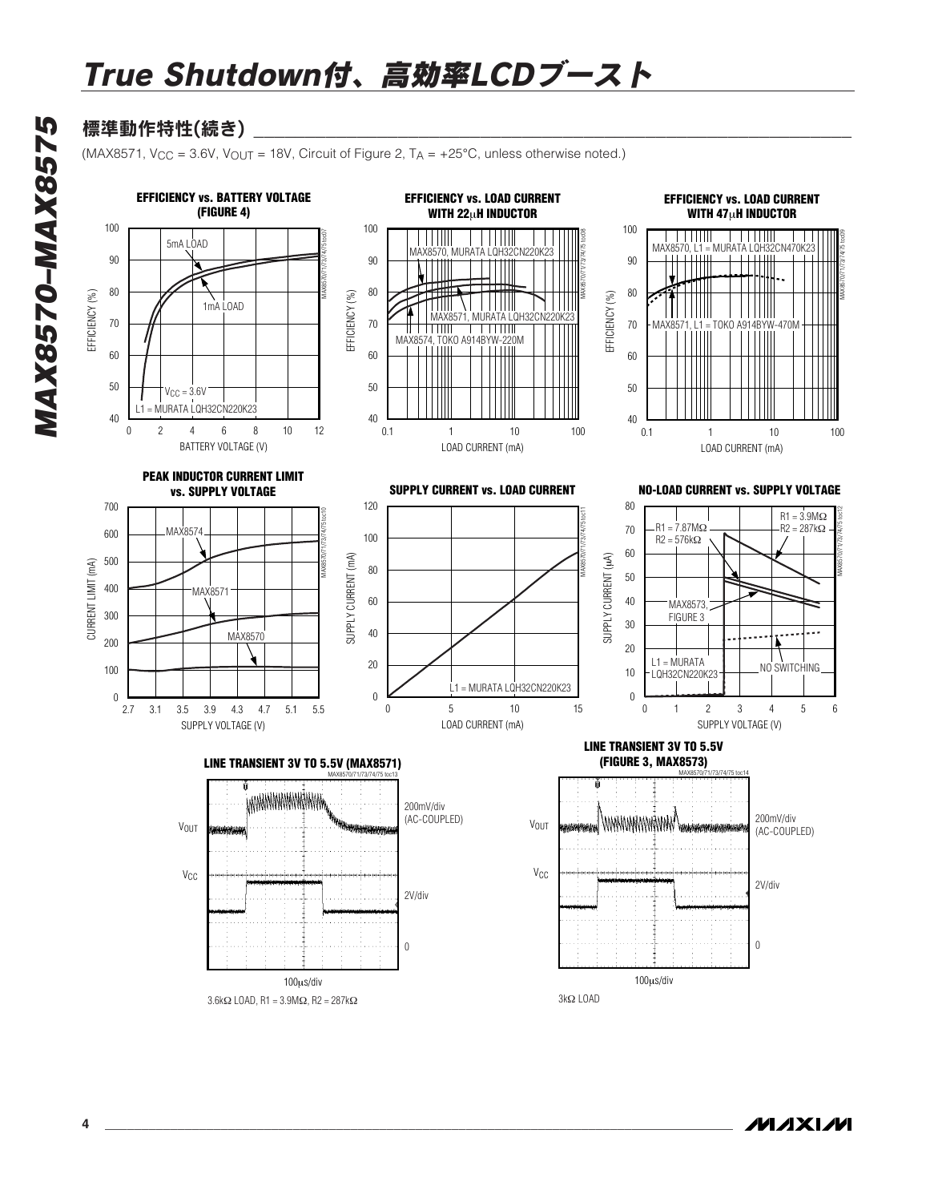## 標準動作特性(続き)

(MAX8571, $V_{CC}$ = 3.6V, $V_{OUT}$ = 18V, Circuit of Figure 2, $T_A$ = +25°C, unless otherwise noted.)

**EFFICIENCY vs. BATTERY VOLTAGE (FIGURE 4)**

5mA LOAD
1mA LOAD
$V_{CC}$ = 3.6V
L1 = MURATA LQH32CN220K23
EFFICIENCY (%)
BATTERY VOLTAGE (V)

**EFFICIENCY vs. LOAD CURRENT WITH 22µH INDUCTOR**

MAX8570, MURATA LQH32CN220K23
MAX8571, MURATA LQH32CN220K23
MAX8574, TOKO A914BYW-220M
EFFICIENCY (%)
LOAD CURRENT (mA)

**EFFICIENCY vs. LOAD CURRENT WITH 47µH INDUCTOR**

MAX8570, L1 = MURATA LQH32CN470K23
MAX8571, L1 = TOKO A914BYW-470M
EFFICIENCY (%)
LOAD CURRENT (mA)

**PEAK INDUCTOR CURRENT LIMIT vs. SUPPLY VOLTAGE**

MAX8574
MAX8571
MAX8570
CURRENT LIMIT (mA)
SUPPLY VOLTAGE (V)

**SUPPLY CURRENT vs. LOAD CURRENT**

L1 = MURATA LQH32CN220K23
SUPPLY CURRENT (mA)
LOAD CURRENT (mA)

**NO-LOAD CURRENT vs. SUPPLY VOLTAGE**

R1 = 7.87MΩ
R2 = 576kΩ
R1 = 3.9MΩ
R2 = 287kΩ
MAX8573, FIGURE 3
L1 = MURATA LQH32CN220K23
NO SWITCHING
SUPPLY CURRENT (µA)
SUPPLY VOLTAGE (V)

**LINE TRANSIENT 3V TO 5.5V (MAX8571)**

$V_{OUT}$ 200mV/div (AC-COUPLED)
$V_{CC}$ 2V/div
100µs/div
3.6kΩ LOAD, R1 = 3.9MΩ, R2 = 287kΩ

**LINE TRANSIENT 3V TO 5.5V (FIGURE 3, MAX8573)**

$V_{OUT}$ 200mV/div (AC-COUPLED)
$V_{CC}$ 2V/div
100µs/div
3kΩ LOAD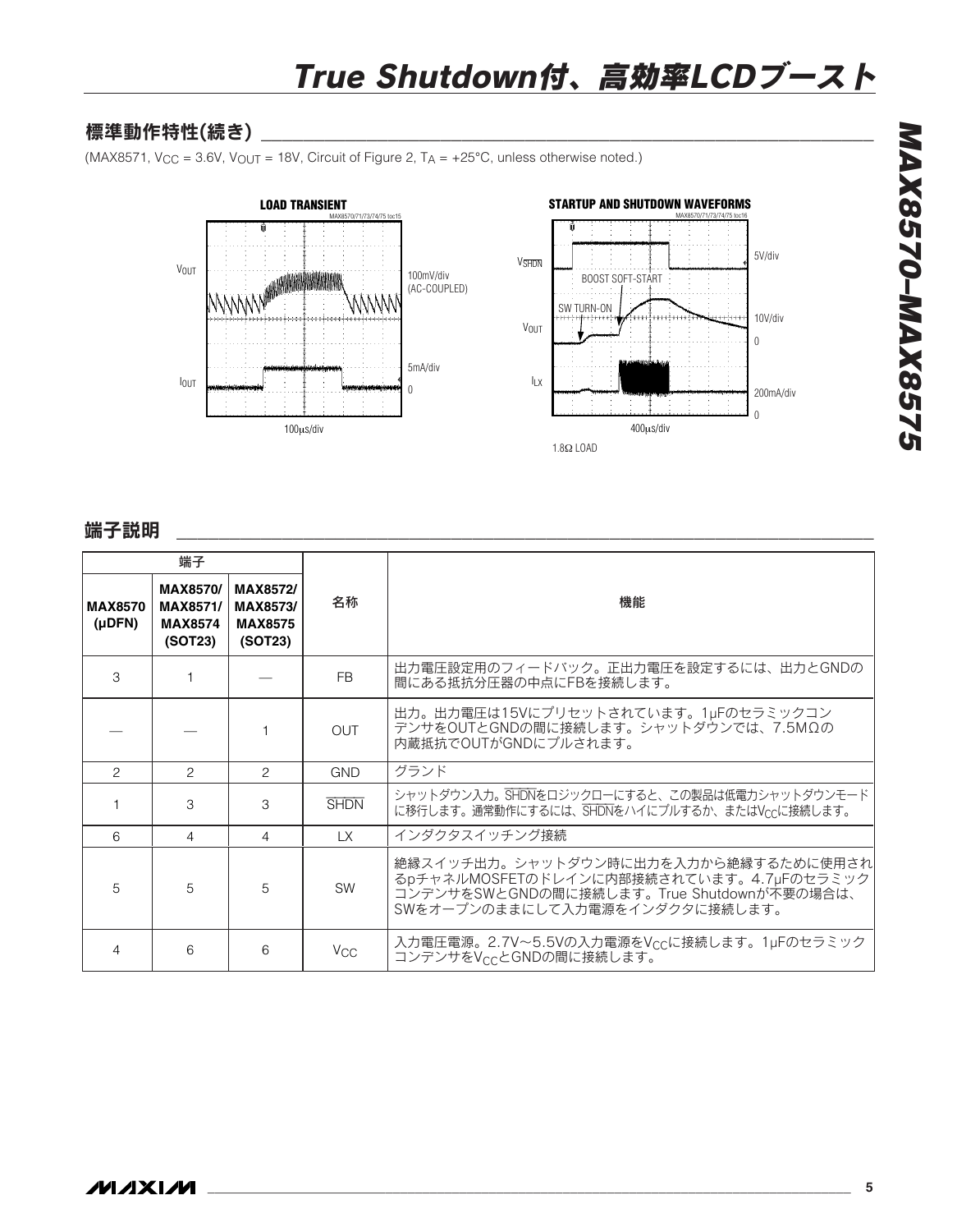# True Shutdown付、高効率LCDブースト

## 標準動作特性(続き)

(MAX8571, $V_{CC}$ = 3.6V, $V_{OUT}$ = 18V, Circuit of Figure 2, $T_A$ = +25°C, unless otherwise noted.)

**LOAD TRANSIENT**

**STARTUP AND SHUTDOWN WAVEFORMS**

## 端子説明

| 端子 | | | 名称 | 機能 |
|---|---|---|---|---|
| **MAX8570 (µDFN)** | **MAX8570/ MAX8571/ MAX8574 (SOT23)** | **MAX8572/ MAX8573/ MAX8575 (SOT23)** | | |
| 3 | 1 | — | FB | 出力電圧設定用のフィードバック。正出力電圧を設定するには、出力とGNDの間にある抵抗分圧器の中点にFBを接続します。 |
| — | — | 1 | OUT | 出力。出力電圧は15Vにプリセットされています。1µFのセラミックコンデンサをOUTとGNDの間に接続します。シャットダウンでは、7.5MΩの内蔵抵抗でOUTがGNDにプルされます。 |
| 2 | 2 | 2 | GND | グランド |
| 1 | 3 | 3 | $\overline{SHDN}$ | シャットダウン入力。$\overline{SHDN}$をロジックローにすると、この製品は低電力シャットダウンモードに移行します。通常動作にするには、$\overline{SHDN}$をハイにプルするか、または$V_{CC}$に接続します。 |
| 6 | 4 | 4 | LX | インダクタスイッチング接続 |
| 5 | 5 | 5 | SW | 絶縁スイッチ出力。シャットダウン時に出力を入力から絶縁するために使用されるpチャネルMOSFETのドレインに内部接続されています。4.7µFのセラミックコンデンサをSWとGNDの間に接続します。True Shutdownが不要の場合は、SWをオープンのままにして入力電源をインダクタに接続します。 |
| 4 | 6 | 6 | $V_{CC}$ | 入力電圧電源。2.7V～5.5Vの入力電源を$V_{CC}$に接続します。1µFのセラミックコンデンサを$V_{CC}$とGNDの間に接続します。 |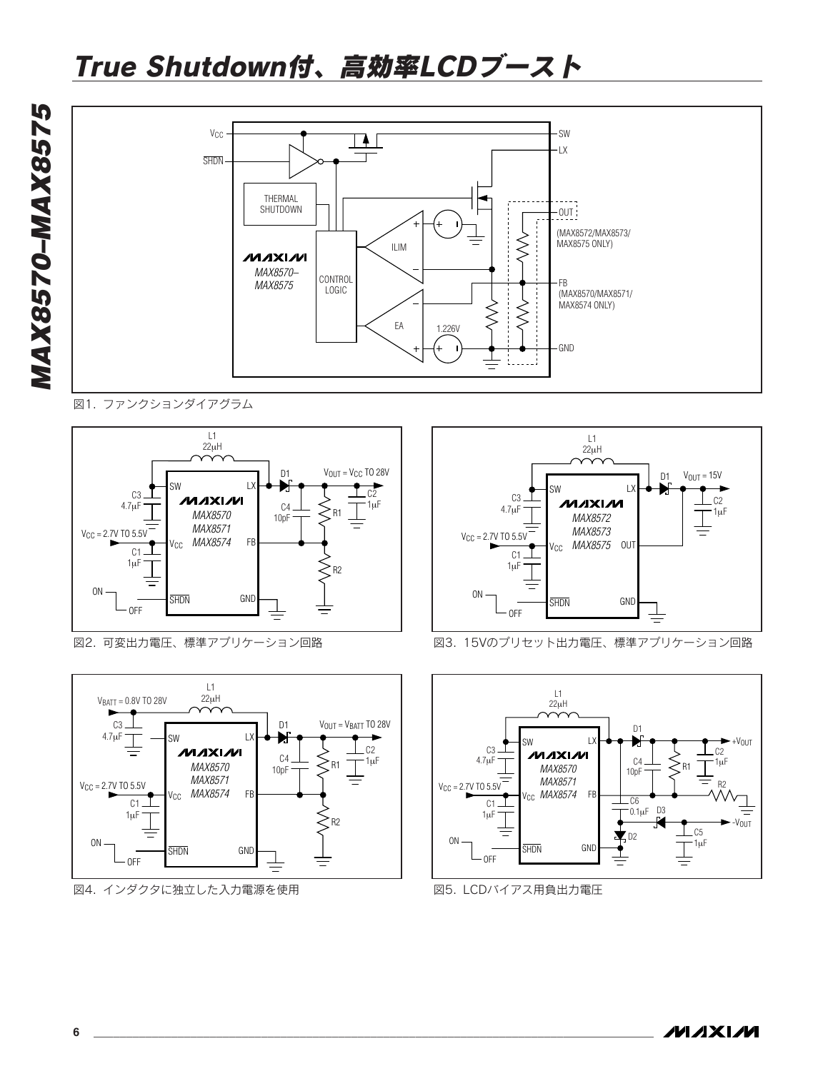# True Shutdown付、高効率LCDブースト

図1．ファンクションダイアグラム

図2．可変出力電圧、標準アプリケーション回路

図3．15Vのプリセット出力電圧、標準アプリケーション回路

図4．インダクタに独立した入力電源を使用

図5．LCDバイアス用負出力電圧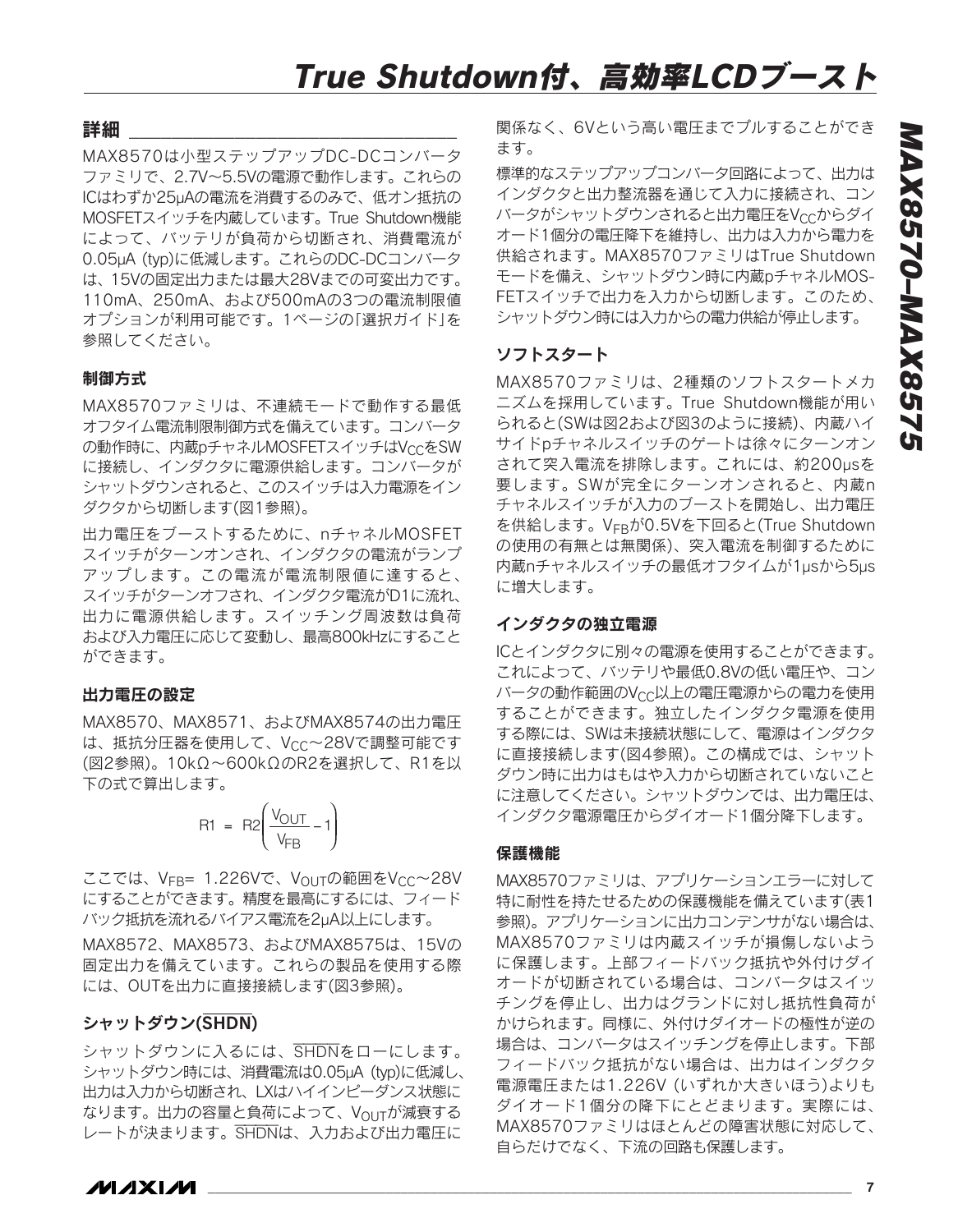## 詳細

MAX8570は小型ステップアップDC-DCコンバータファミリで、2.7V～5.5Vの電源で動作します。これらのICはわずか25µAの電流を消費するのみで、低オン抵抗のMOSFETスイッチを内蔵しています。True Shutdown機能によって、バッテリが負荷から切断され、消費電流が0.05µA (typ)に低減します。これらのDC-DCコンバータは、15Vの固定出力または最大28Vまでの可変出力です。110mA、250mA、および500mAの3つの電流制限値オプションが利用可能です。1ページの「選択ガイド」を参照してください。

### 制御方式

MAX8570ファミリは、不連続モードで動作する最低オフタイム電流制限制御方式を備えています。コンバータの動作時に、内蔵pチャネルMOSFETスイッチは$V_{CC}$をSWに接続し、インダクタに電源供給します。コンバータがシャットダウンされると、このスイッチは入力電源をインダクタから切断します(図1参照)。

出力電圧をブーストするために、nチャネルMOSFETスイッチがターンオンされ、インダクタの電流がランプアップします。この電流が電流制限値に達すると、スイッチがターンオフされ、インダクタ電流がD1に流れ、出力に電源供給します。スイッチング周波数は負荷および入力電圧に応じて変動し、最高800kHzにすることができます。

### 出力電圧の設定

MAX8570、MAX8571、およびMAX8574の出力電圧は、抵抗分圧器を使用して、$V_{CC}$～28Vで調整可能です(図2参照)。10kΩ～600kΩのR2を選択して、R1を以下の式で算出します。

$$R1 = R2\left(\frac{V_{OUT}}{V_{FB}} - 1\right)$$

ここでは、$V_{FB}$= 1.226Vで、$V_{OUT}$の範囲を$V_{CC}$～28Vにすることができます。精度を最高にするには、フィードバック抵抗を流れるバイアス電流を2µA以上にします。

MAX8572、MAX8573、およびMAX8575は、15Vの固定出力を備えています。これらの製品を使用する際には、OUTを出力に直接接続します(図3参照)。

### シャットダウン($\overline{SHDN}$)

シャットダウンに入るには、$\overline{SHDN}$をローにします。シャットダウン時には、消費電流は0.05µA (typ)に低減し、出力は入力から切断され、LXはハイインピーダンス状態になります。出力の容量と負荷によって、$V_{OUT}$が減衰するレートが決まります。$\overline{SHDN}$は、入力および出力電圧に関係なく、6Vという高い電圧までプルすることができます。

標準的なステップアップコンバータ回路によって、出力はインダクタと出力整流器を通じて入力に接続され、コンバータがシャットダウンされると出力電圧を$V_{CC}$からダイオード1個分の電圧降下を維持し、出力は入力から電力を供給されます。MAX8570ファミリはTrue Shutdownモードを備え、シャットダウン時に内蔵pチャネルMOSFETスイッチで出力を入力から切断します。このため、シャットダウン時には入力からの電力供給が停止します。

### ソフトスタート

MAX8570ファミリは、2種類のソフトスタートメカニズムを採用しています。True Shutdown機能が用いられると(SWは図2および図3のように接続)、内蔵ハイサイドpチャネルスイッチのゲートは徐々にターンオンされて突入電流を排除します。これには、約200µsを要します。SWが完全にターンオンされると、内蔵nチャネルスイッチが入力のブーストを開始し、出力電圧を供給します。$V_{FB}$が0.5Vを下回ると(True Shutdownの使用の有無とは無関係)、突入電流を制御するために内蔵nチャネルスイッチの最低オフタイムが1µsから5µsに増大します。

### インダクタの独立電源

ICとインダクタに別々の電源を使用することができます。これによって、バッテリや最低0.8Vの低い電圧や、コンバータの動作範囲の$V_{CC}$以上の電圧電源からの電力を使用することができます。独立したインダクタ電源を使用する際には、SWは未接続状態にして、電源はインダクタに直接接続します(図4参照)。この構成では、シャットダウン時に出力はもはや入力から切断されていないことに注意してください。シャットダウンでは、出力電圧は、インダクタ電源電圧からダイオード1個分降下します。

### 保護機能

MAX8570ファミリは、アプリケーションエラーに対して特に耐性を持たせるための保護機能を備えています(表1参照)。アプリケーションに出力コンデンサがない場合は、MAX8570ファミリは内蔵スイッチが損傷しないように保護します。上部フィードバック抵抗や外付けダイオードが切断されている場合は、コンバータはスイッチングを停止し、出力はグランドに対し抵抗性負荷がかけられます。同様に、外付けダイオードの極性が逆の場合は、コンバータはスイッチングを停止します。下部フィードバック抵抗がない場合は、出力はインダクタ電源電圧または1.226V (いずれか大きいほう)よりもダイオード1個分の降下にとどまります。実際には、MAX8570ファミリはほとんどの障害状態に対応して、自らだけでなく、下流の回路も保護します。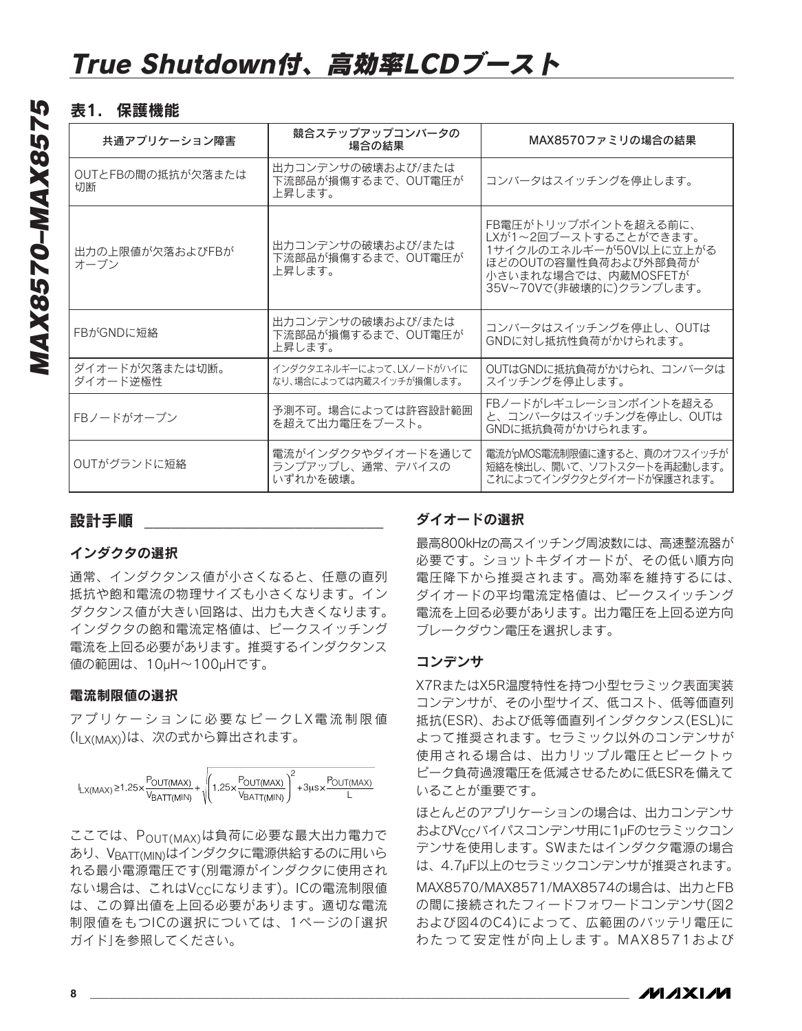## 表1. 保護機能

| 共通アプリケーション障害 | 競合ステップアップコンバータの場合の結果 | MAX8570ファミリの場合の結果 |
|---|---|---|
| OUTとFBの間の抵抗が欠落または切断 | 出力コンデンサの破壊および/または下流部品が損傷するまで、OUT電圧が上昇します。 | コンバータはスイッチングを停止します。 |
| 出力の上限値が欠落およびFBがオープン | 出力コンデンサの破壊および/または下流部品が損傷するまで、OUT電圧が上昇します。 | FB電圧がトリップポイントを超える前に、LXが1～2回ブーストすることができます。1サイクルのエネルギーが50V以上に立上がるほどのOUTの容量性負荷および外部負荷が小さいまれな場合では、内蔵MOSFETが35V～70Vで(非破壊的に)クランプします。 |
| FBがGNDに短絡 | 出力コンデンサの破壊および/または下流部品が損傷するまで、OUT電圧が上昇します。 | コンバータはスイッチングを停止し、OUTはGNDに対し抵抗性負荷がかけられます。 |
| ダイオードが欠落または切断。ダイオード逆極性 | インダクタエネルギーによって、LXノードがハイになり、場合によっては内蔵スイッチが損傷します。 | OUTはGNDに抵抗負荷がかけられ、コンバータはスイッチングを停止します。 |
| FBノードがオープン | 予測不可。場合によっては許容設計範囲を超えて出力電圧をブースト。 | FBノードがレギュレーションポイントを超えると、コンバータはスイッチングを停止し、OUTはGNDに抵抗負荷がかけられます。 |
| OUTがグランドに短絡 | 電流がインダクタやダイオードを通じてランプアップし、通常、デバイスのいずれかを破壊。 | 電流がpMOS電流制限値に達すると、真のオフスイッチが短絡を検出し、開いて、ソフトスタートを再起動します。これによってインダクタとダイオードが保護されます。 |

## 設計手順

### インダクタの選択

通常、インダクタンス値が小さくなると、任意の直列抵抗や飽和電流の物理サイズも小さくなります。インダクタンス値が大きい回路は、出力も大きくなります。インダクタの飽和電流定格値は、ピークスイッチング電流を上回る必要があります。推奨するインダクタンス値の範囲は、10µH～100µHです。

### 電流制限値の選択

アプリケーションに必要なピークLX電流制限値($I_{LX(MAX)}$)は、次の式から算出されます。

$$I_{LX(MAX)} \geq 1.25 \times \frac{P_{OUT(MAX)}}{V_{BATT(MIN)}} + \sqrt{\left(1.25 \times \frac{P_{OUT(MAX)}}{V_{BATT(MIN)}}\right)^2 + 3\mu s \times \frac{P_{OUT(MAX)}}{L}}$$

ここでは、$P_{OUT(MAX)}$は負荷に必要な最大出力電力であり、$V_{BATT(MIN)}$はインダクタに電源供給するのに用いられる最小電源電圧です(別電源がインダクタに使用されない場合は、これは$V_{CC}$になります)。ICの電流制限値は、この算出値を上回る必要があります。適切な電流制限値をもつICの選択については、1ページの「選択ガイド」を参照してください。

### ダイオードの選択

最高800kHzの高スイッチング周波数には、高速整流器が必要です。ショットキダイオードが、その低い順方向電圧降下から推奨されます。高効率を維持するには、ダイオードの平均電流定格値は、ピークスイッチング電流を上回る必要があります。出力電圧を上回る逆方向ブレークダウン電圧を選択します。

### コンデンサ

X7RまたはX5R温度特性を持つ小型セラミック表面実装コンデンサが、その小型サイズ、低コスト、低等価直列抵抗(ESR)、および低等価直列インダクタンス(ESL)によって推奨されます。セラミック以外のコンデンサが使用される場合は、出力リップル電圧とピークトゥピーク負荷過渡電圧を低減させるために低ESRを備えていることが重要です。

ほとんどのアプリケーションの場合は、出力コンデンサおよび$V_{CC}$バイパスコンデンサ用に1µFのセラミックコンデンサを使用します。SWまたはインダクタ電源の場合は、4.7µF以上のセラミックコンデンサが推奨されます。

MAX8570/MAX8571/MAX8574の場合は、出力とFBの間に接続されたフィードフォワードコンデンサ(図2および図4のC4)によって、広範囲のバッテリ電圧にわたって安定性が向上します。MAX8571および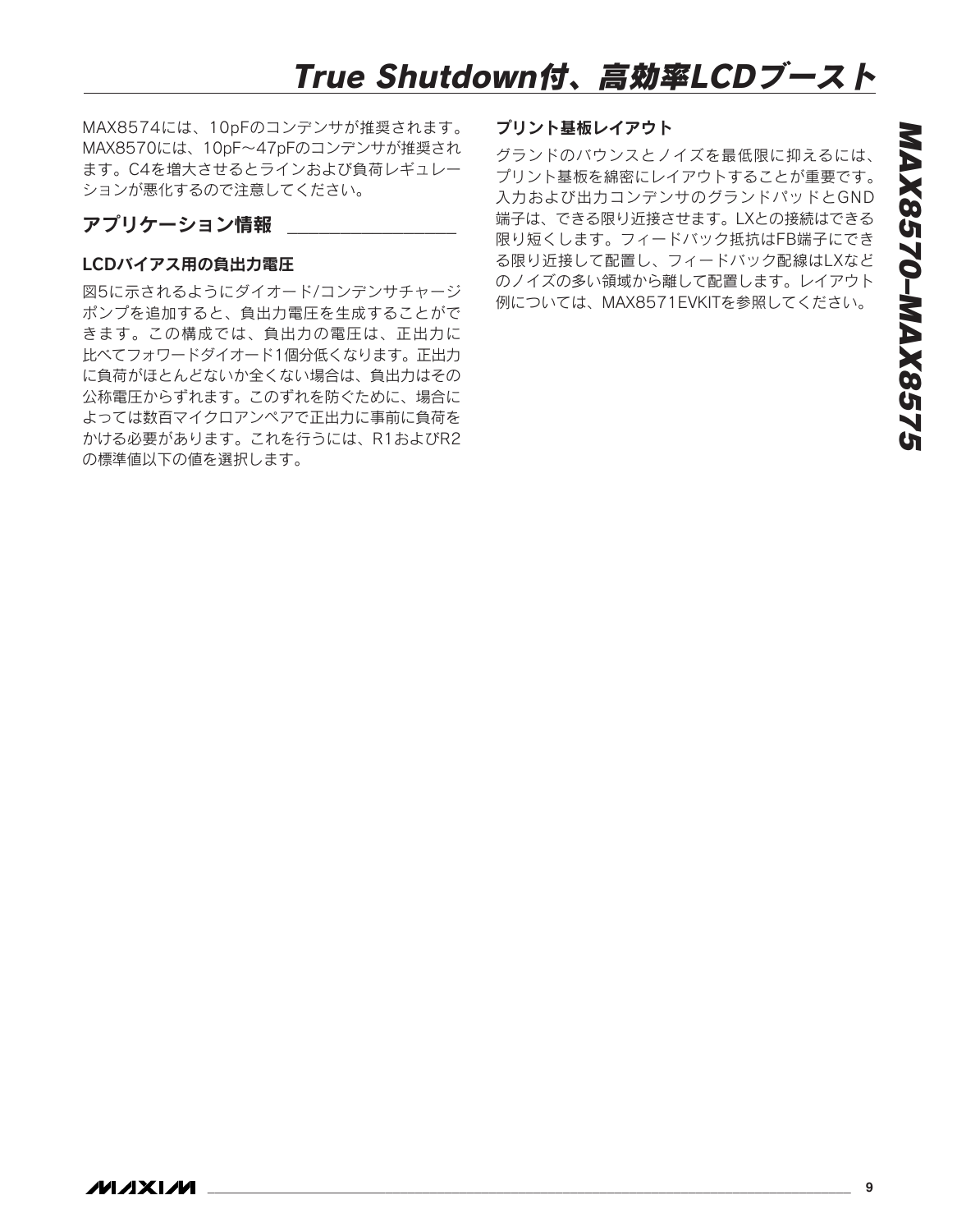MAX8574には、10pFのコンデンサが推奨されます。MAX8570には、10pF～47pFのコンデンサが推奨されます。C4を増大させるとラインおよび負荷レギュレーションが悪化するので注意してください。

## アプリケーション情報

### LCDバイアス用の負出力電圧

図5に示されるようにダイオード/コンデンサチャージポンプを追加すると、負出力電圧を生成することができます。この構成では、負出力の電圧は、正出力に比べてフォワードダイオード1個分低くなります。正出力に負荷がほとんどないか全くない場合は、負出力はその公称電圧からずれます。このずれを防ぐために、場合によっては数百マイクロアンペアで正出力に事前に負荷をかける必要があります。これを行うには、R1およびR2の標準値以下の値を選択します。

### プリント基板レイアウト

グランドのバウンスとノイズを最低限に抑えるには、プリント基板を綿密にレイアウトすることが重要です。入力および出力コンデンサのグランドパッドとGND端子は、できる限り近接させせます。LXとの接続はできる限り短くします。フィードバック抵抗はFB端子にできる限り近接して配置し、フィードバック配線はLXなどのノイズの多い領域から離して配置します。レイアウト例については、MAX8571EVKITを参照してください。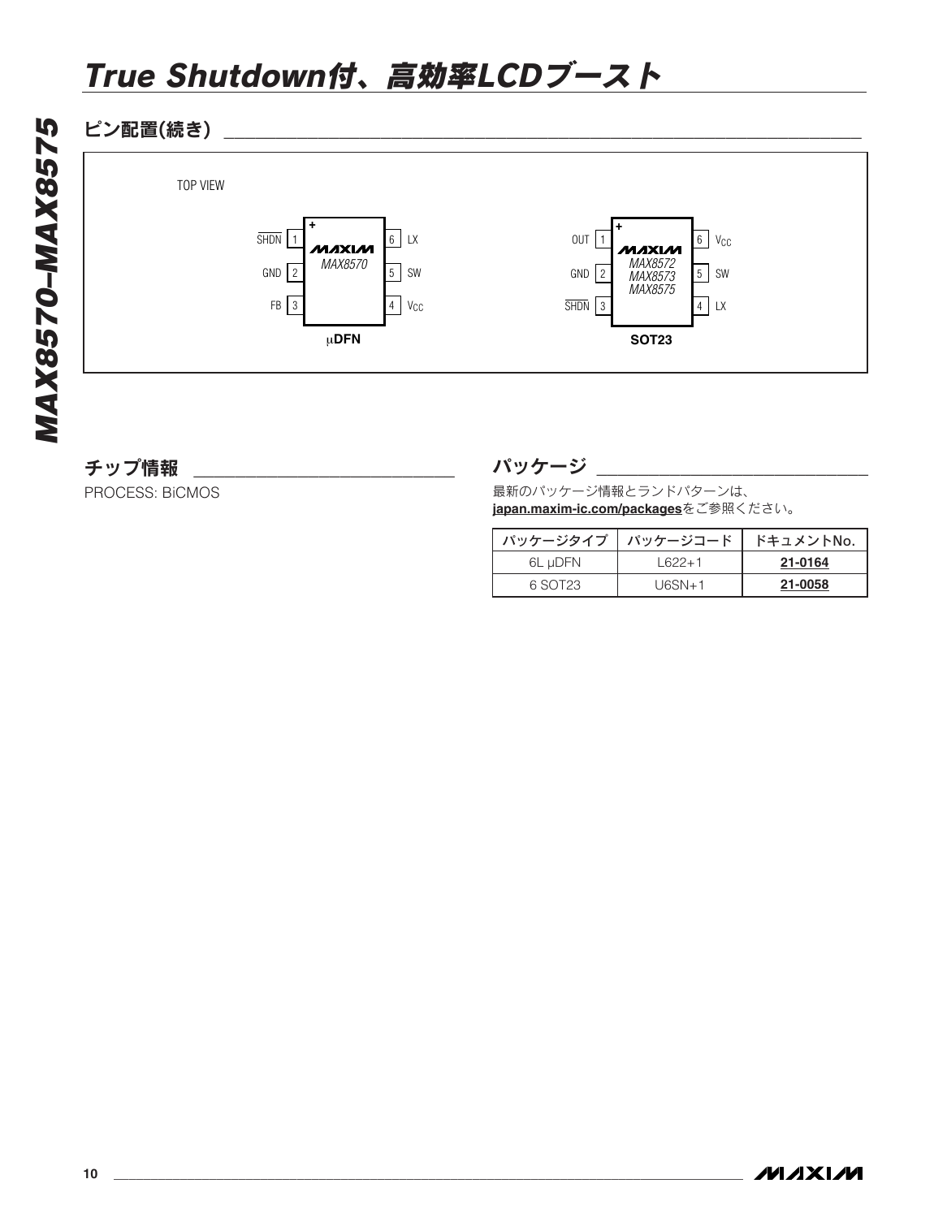## ピン配置(続き)

TOP VIEW

μDFN (MAX8570)

| Pin | Name | Pin | Name |
|---|---|---|---|
| 1 | $\overline{SHDN}$ | 6 | LX |
| 2 | GND | 5 | SW |
| 3 | FB | 4 | $V_{CC}$ |

SOT23 (MAX8572/MAX8573/MAX8575)

| Pin | Name | Pin | Name |
|---|---|---|---|
| 1 | OUT | 6 | $V_{CC}$ |
| 2 | GND | 5 | SW |
| 3 | $\overline{SHDN}$ | 4 | LX |

## チップ情報

PROCESS: BiCMOS

## パッケージ

最新のパッケージ情報とランドパターンは、**japan.maxim-ic.com/packages**をご参照ください。

| パッケージタイプ | パッケージコード | ドキュメントNo. |
|---|---|---|
| 6L μDFN | L622+1 | **21-0164** |
| 6 SOT23 | U6SN+1 | **21-0058** |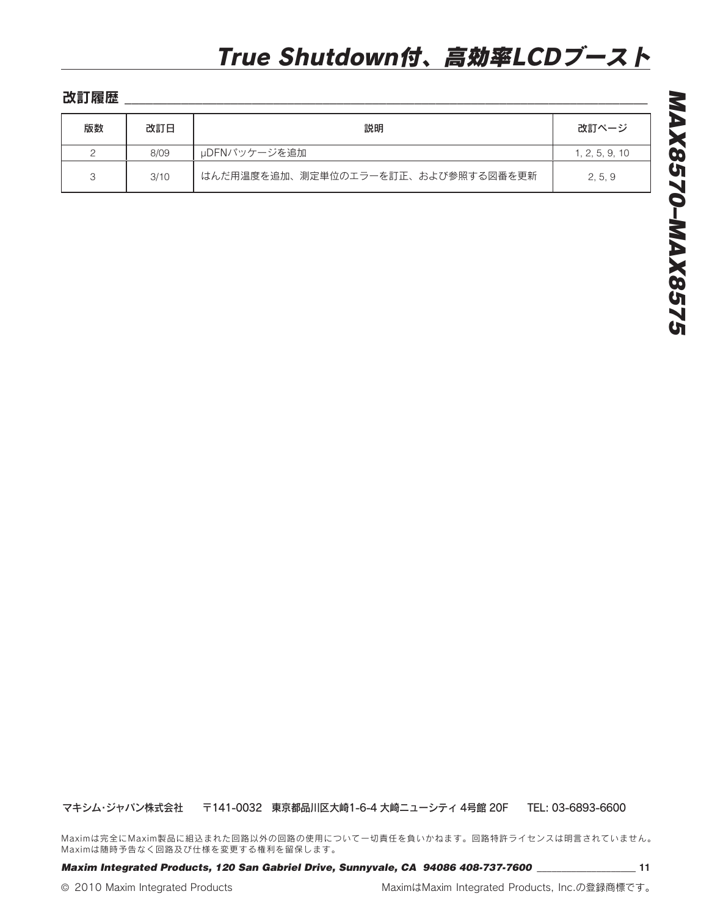## 改訂履歴

| 版数 | 改訂日 | 説明 | 改訂ページ |
| --- | --- | --- | --- |
| 2 | 8/09 | µDFNパッケージを追加 | 1, 2, 5, 9, 10 |
| 3 | 3/10 | はんだ用温度を追加、測定単位のエラーを訂正、および参照する図番を更新 | 2, 5, 9 |

マキシム･ジャパン株式会社　〒141-0032　東京都品川区大崎1-6-4 大崎ニューシティ 4号館 20F　TEL: 03-6893-6600

Maximは完全にMaxim製品に組込まれた回路以外の回路の使用について一切責任を負いかねます。回路特許ライセンスは明言されていません。Maximは随時予告なく回路及び仕様を変更する権利を留保します。

***Maxim Integrated Products, 120 San Gabriel Drive, Sunnyvale, CA 94086 408-737-7600***

© 2010 Maxim Integrated Products　　MaximはMaxim Integrated Products, Inc.の登録商標です。